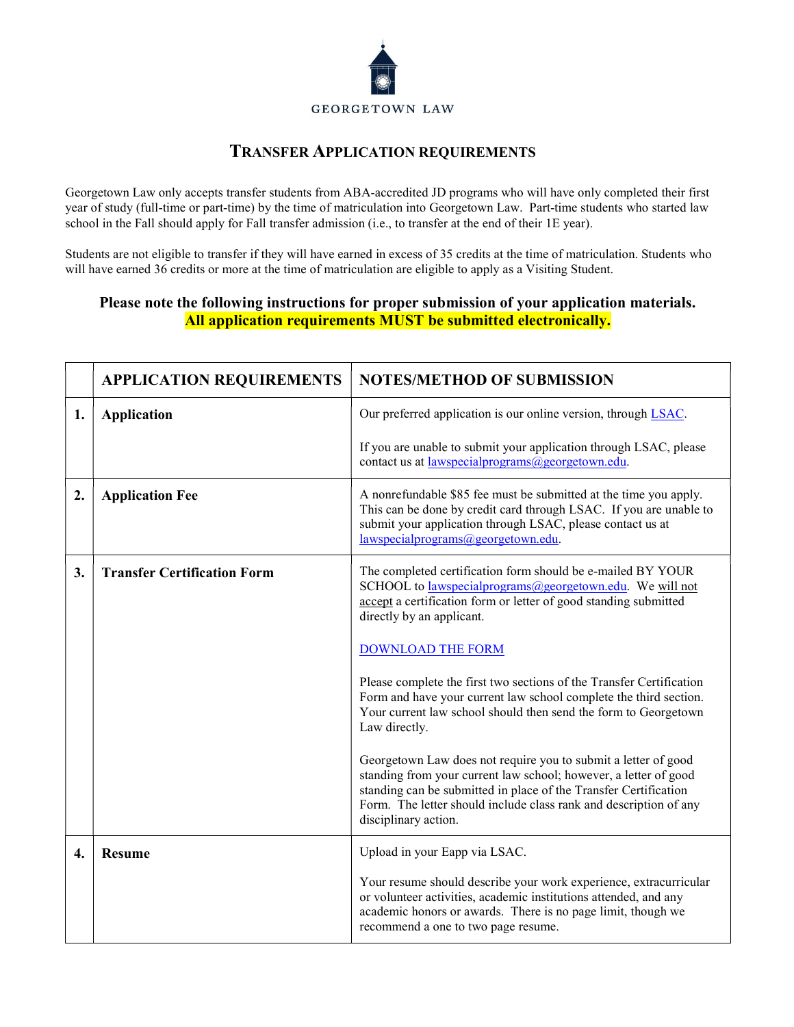GEORGETOWN LAW

# TRANSFER APPLICATION REQUIREMENTS

Georgetown Law only accepts transfer students from ABA-accredited JD programs who will have only completed their first year of study (full-time or part-time) by the time of matriculation into Georgetown Law. Part-time students who started law school in the Fall should apply for Fall transfer admission (i.e., to transfer at the end of their 1E year).

Students are not eligible to transfer if they will have earned in excess of 35 credits at the time of matriculation. Students who will have earned 36 credits or more at the time of matriculation are eligible to apply as a Visiting Student.

**Please note the following instructions for proper submission of your application materials.**
**All application requirements MUST be submitted electronically.**

| | APPLICATION REQUIREMENTS | NOTES/METHOD OF SUBMISSION |
|---|---|---|
| **1.** | **Application** | Our preferred application is our online version, through LSAC.<br><br>If you are unable to submit your application through LSAC, please contact us at lawspecialprograms@georgetown.edu. |
| **2.** | **Application Fee** | A nonrefundable $85 fee must be submitted at the time you apply. This can be done by credit card through LSAC. If you are unable to submit your application through LSAC, please contact us at lawspecialprograms@georgetown.edu. |
| **3.** | **Transfer Certification Form** | The completed certification form should be e-mailed BY YOUR SCHOOL to lawspecialprograms@georgetown.edu. We will not accept a certification form or letter of good standing submitted directly by an applicant.<br><br>DOWNLOAD THE FORM<br><br>Please complete the first two sections of the Transfer Certification Form and have your current law school complete the third section. Your current law school should then send the form to Georgetown Law directly.<br><br>Georgetown Law does not require you to submit a letter of good standing from your current law school; however, a letter of good standing can be submitted in place of the Transfer Certification Form. The letter should include class rank and description of any disciplinary action. |
| **4.** | **Resume** | Upload in your Eapp via LSAC.<br><br>Your resume should describe your work experience, extracurricular or volunteer activities, academic institutions attended, and any academic honors or awards. There is no page limit, though we recommend a one to two page resume. |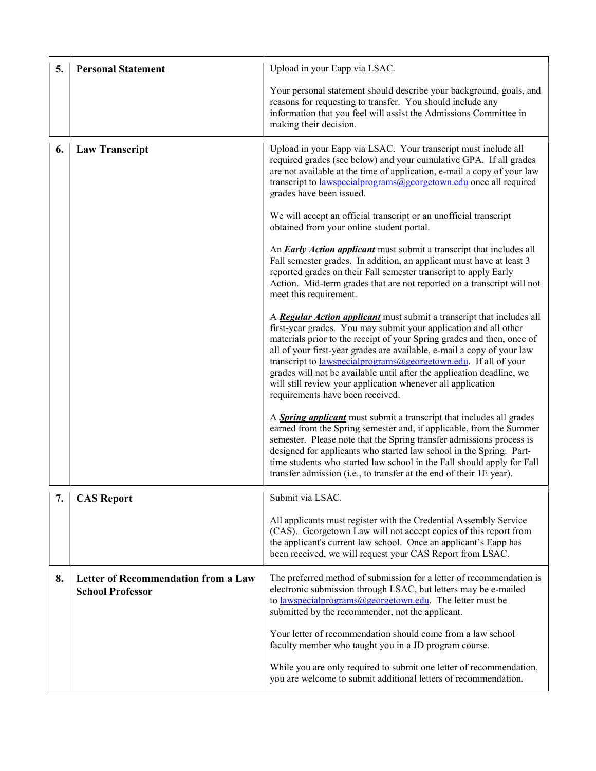| | | |
|---|---|---|
| **5.** | **Personal Statement** | Upload in your Eapp via LSAC.<br><br>Your personal statement should describe your background, goals, and reasons for requesting to transfer. You should include any information that you feel will assist the Admissions Committee in making their decision. |
| **6.** | **Law Transcript** | Upload in your Eapp via LSAC. Your transcript must include all required grades (see below) and your cumulative GPA. If all grades are not available at the time of application, e-mail a copy of your law transcript to lawspecialprograms@georgetown.edu once all required grades have been issued.<br><br>We will accept an official transcript or an unofficial transcript obtained from your online student portal.<br><br>An ***Early Action applicant*** must submit a transcript that includes all Fall semester grades. In addition, an applicant must have at least 3 reported grades on their Fall semester transcript to apply Early Action. Mid-term grades that are not reported on a transcript will not meet this requirement.<br><br>A ***Regular Action applicant*** must submit a transcript that includes all first-year grades. You may submit your application and all other materials prior to the receipt of your Spring grades and then, once of all of your first-year grades are available, e-mail a copy of your law transcript to lawspecialprograms@georgetown.edu. If all of your grades will not be available until after the application deadline, we will still review your application whenever all application requirements have been received.<br><br>A ***Spring applicant*** must submit a transcript that includes all grades earned from the Spring semester and, if applicable, from the Summer semester. Please note that the Spring transfer admissions process is designed for applicants who started law school in the Spring. Part-time students who started law school in the Fall should apply for Fall transfer admission (i.e., to transfer at the end of their 1E year). |
| **7.** | **CAS Report** | Submit via LSAC.<br><br>All applicants must register with the Credential Assembly Service (CAS). Georgetown Law will not accept copies of this report from the applicant's current law school. Once an applicant's Eapp has been received, we will request your CAS Report from LSAC. |
| **8.** | **Letter of Recommendation from a Law School Professor** | The preferred method of submission for a letter of recommendation is electronic submission through LSAC, but letters may be e-mailed to lawspecialprograms@georgetown.edu. The letter must be submitted by the recommender, not the applicant.<br><br>Your letter of recommendation should come from a law school faculty member who taught you in a JD program course.<br><br>While you are only required to submit one letter of recommendation, you are welcome to submit additional letters of recommendation. |